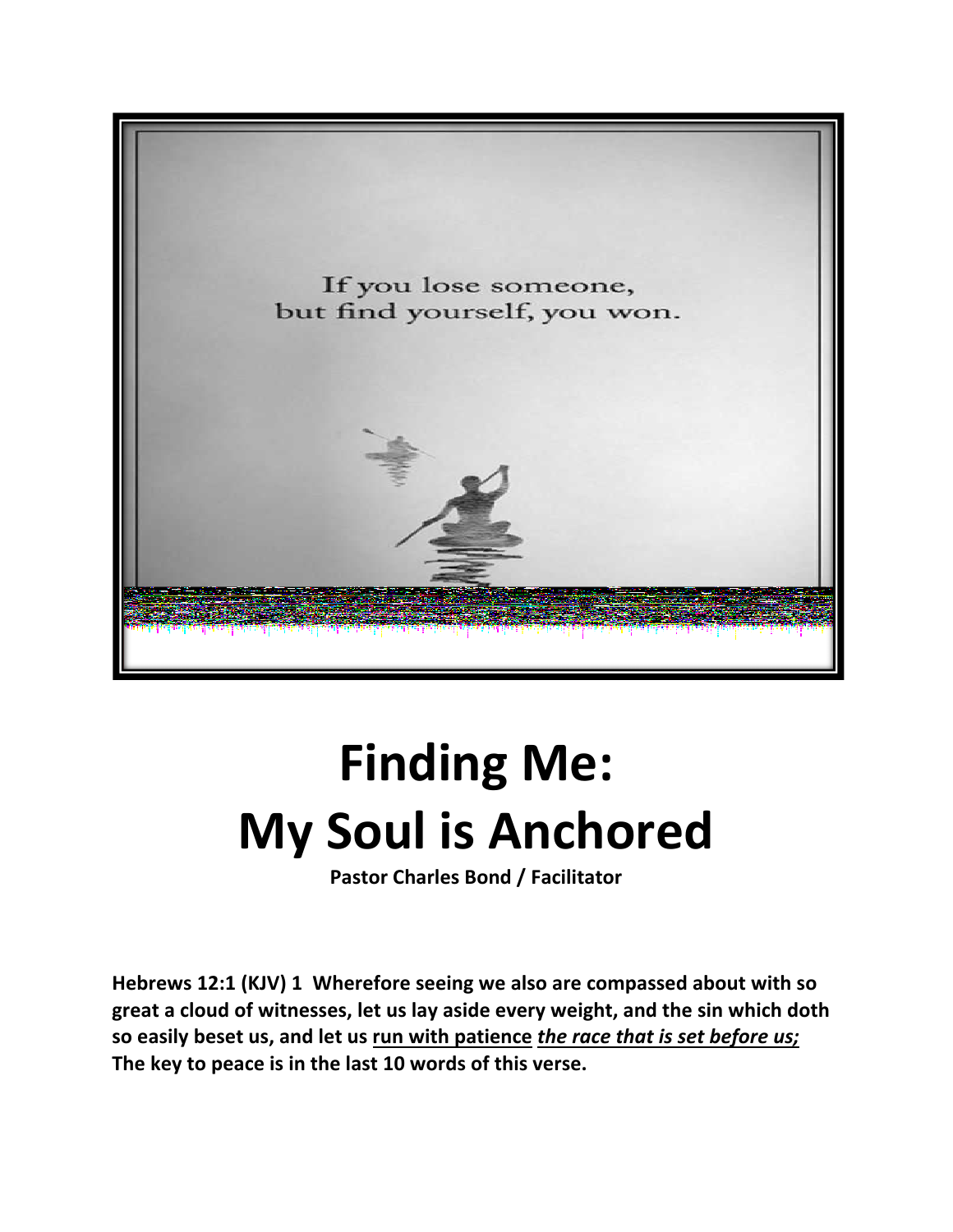If you lose someone, but find yourself, you won.

# Finding Me: My Soul is Anchored

**Pastor Charles Bond / Facilitator**

**Hebrews 12:1 (KJV) 1 Wherefore seeing we also are compassed about with so great a cloud of witnesses, let us lay aside every weight, and the sin which doth so easily beset us, and let us <u>run with patience</u> <u>*the race that is set before us;*</u> The key to peace is in the last 10 words of this verse.**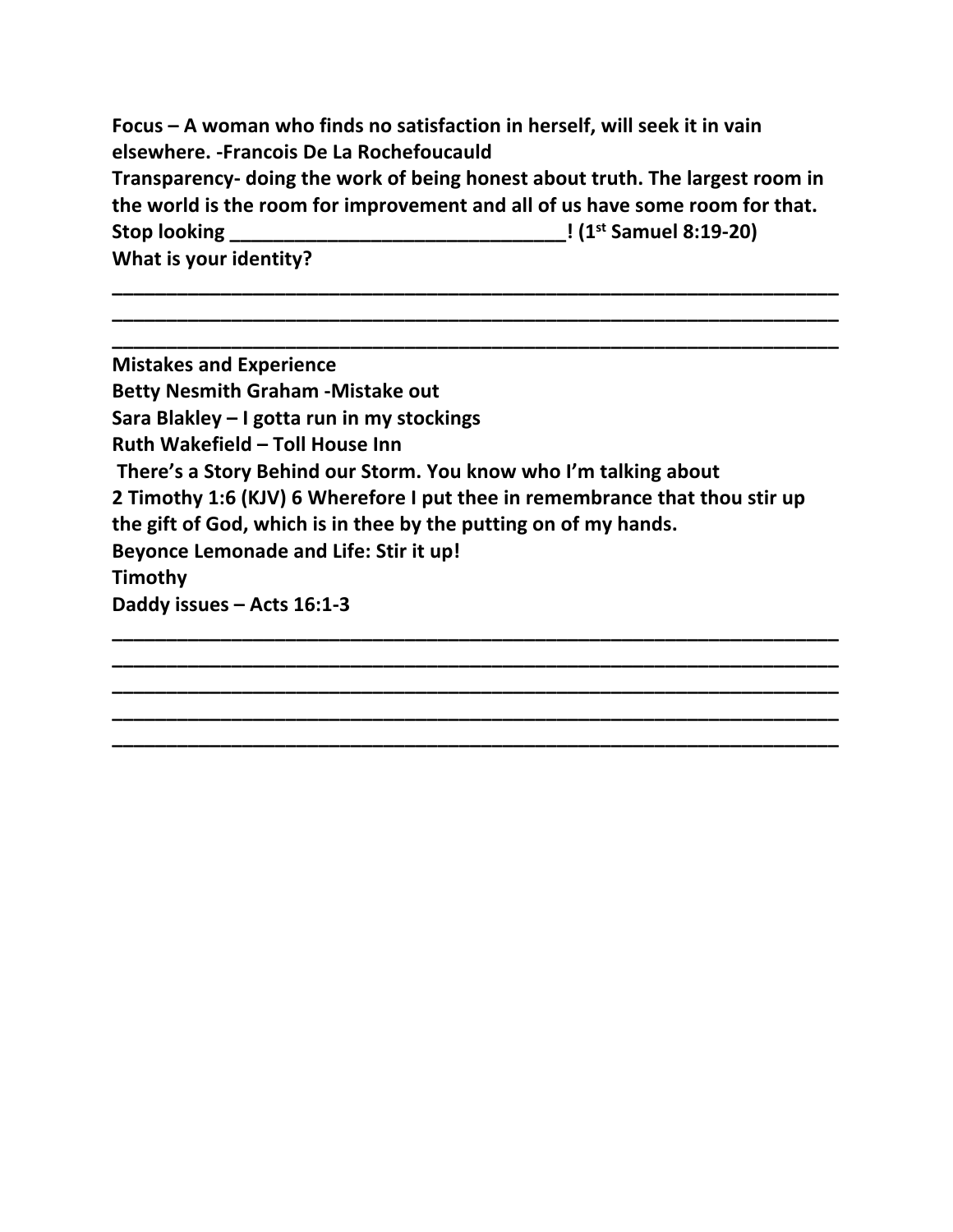**Focus – A woman who finds no satisfaction in herself, will seek it in vain elsewhere. -Francois De La Rochefoucauld**
**Transparency- doing the work of being honest about truth. The largest room in the world is the room for improvement and all of us have some room for that.**
**Stop looking ________________________________! (1st Samuel 8:19-20)**
**What is your identity?**

______________________________________________________________________
______________________________________________________________________
______________________________________________________________________

**Mistakes and Experience**
**Betty Nesmith Graham -Mistake out**
**Sara Blakley – I gotta run in my stockings**
**Ruth Wakefield – Toll House Inn**
**There's a Story Behind our Storm. You know who I'm talking about**
**2 Timothy 1:6 (KJV) 6 Wherefore I put thee in remembrance that thou stir up the gift of God, which is in thee by the putting on of my hands.**
**Beyonce Lemonade and Life: Stir it up!**
**Timothy**
**Daddy issues – Acts 16:1-3**

______________________________________________________________________
______________________________________________________________________
______________________________________________________________________
______________________________________________________________________
______________________________________________________________________